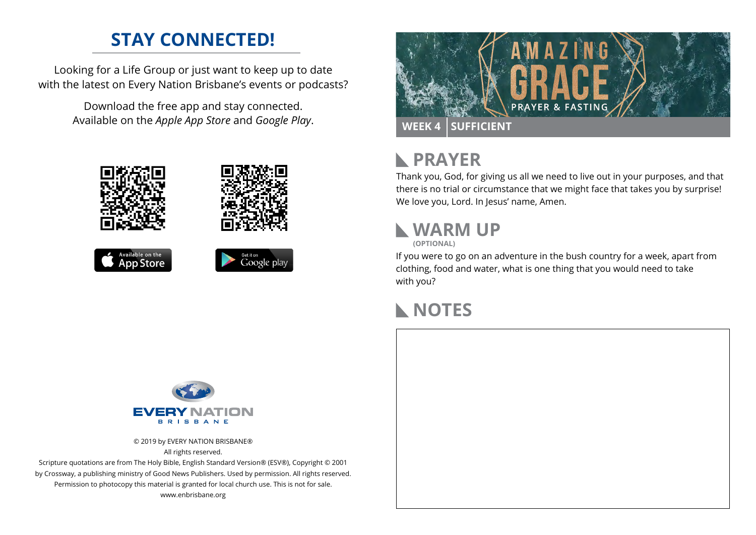# STAY CONNECTED!

Looking for a Life Group or just want to keep up to date with the latest on Every Nation Brisbane's events or podcasts?

Download the free app and stay connected. Available on the *Apple App Store* and *Google Play*.

Available on the App Store

Get it on Google play

EVERY NATION
BRISBANE

© 2019 by EVERY NATION BRISBANE®
All rights reserved.
Scripture quotations are from The Holy Bible, English Standard Version® (ESV®), Copyright © 2001 by Crossway, a publishing ministry of Good News Publishers. Used by permission. All rights reserved.
Permission to photocopy this material is granted for local church use. This is not for sale.
www.enbrisbane.org

AMAZING GRACE
PRAYER & FASTING

**WEEK 4 | SUFFICIENT**

## PRAYER

Thank you, God, for giving us all we need to live out in your purposes, and that there is no trial or circumstance that we might face that takes you by surprise! We love you, Lord. In Jesus' name, Amen.

## WARM UP

**(OPTIONAL)**

If you were to go on an adventure in the bush country for a week, apart from clothing, food and water, what is one thing that you would need to take with you?

## NOTES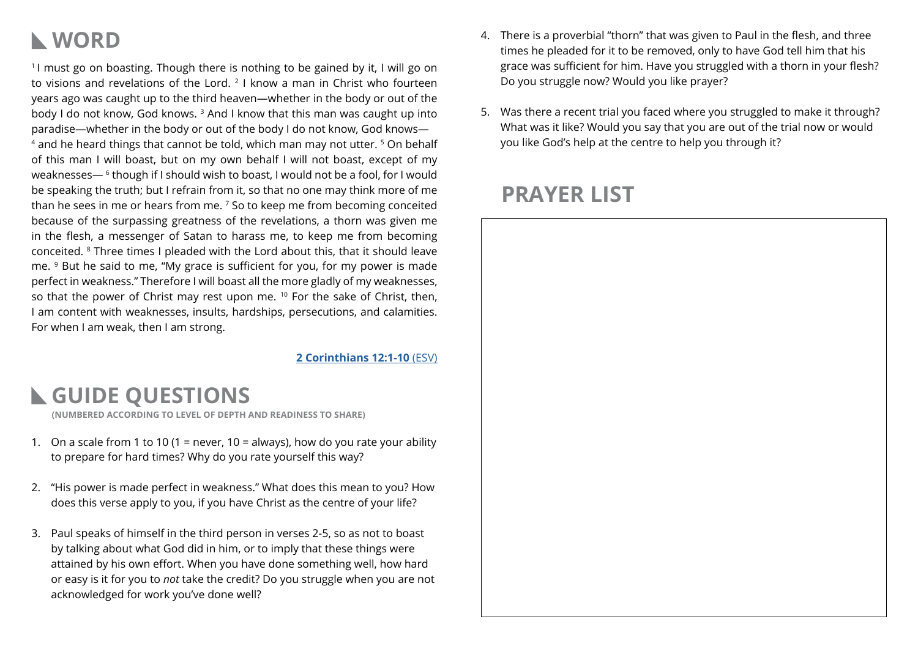## WORD

[1] I must go on boasting. Though there is nothing to be gained by it, I will go on to visions and revelations of the Lord. [2] I know a man in Christ who fourteen years ago was caught up to the third heaven—whether in the body or out of the body I do not know, God knows. [3] And I know that this man was caught up into paradise—whether in the body or out of the body I do not know, God knows— [4] and he heard things that cannot be told, which man may not utter. [5] On behalf of this man I will boast, but on my own behalf I will not boast, except of my weaknesses— [6] though if I should wish to boast, I would not be a fool, for I would be speaking the truth; but I refrain from it, so that no one may think more of me than he sees in me or hears from me. [7] So to keep me from becoming conceited because of the surpassing greatness of the revelations, a thorn was given me in the flesh, a messenger of Satan to harass me, to keep me from becoming conceited. [8] Three times I pleaded with the Lord about this, that it should leave me. [9] But he said to me, "My grace is sufficient for you, for my power is made perfect in weakness." Therefore I will boast all the more gladly of my weaknesses, so that the power of Christ may rest upon me. [10] For the sake of Christ, then, I am content with weaknesses, insults, hardships, persecutions, and calamities. For when I am weak, then I am strong.

**2 Corinthians 12:1-10** (ESV)

## GUIDE QUESTIONS

**(NUMBERED ACCORDING TO LEVEL OF DEPTH AND READINESS TO SHARE)**

1. On a scale from 1 to 10 (1 = never, 10 = always), how do you rate your ability to prepare for hard times? Why do you rate yourself this way?

2. "His power is made perfect in weakness." What does this mean to you? How does this verse apply to you, if you have Christ as the centre of your life?

3. Paul speaks of himself in the third person in verses 2-5, so as not to boast by talking about what God did in him, or to imply that these things were attained by his own effort. When you have done something well, how hard or easy is it for you to *not* take the credit? Do you struggle when you are not acknowledged for work you've done well?

4. There is a proverbial "thorn" that was given to Paul in the flesh, and three times he pleaded for it to be removed, only to have God tell him that his grace was sufficient for him. Have you struggled with a thorn in your flesh? Do you struggle now? Would you like prayer?

5. Was there a recent trial you faced where you struggled to make it through? What was it like? Would you say that you are out of the trial now or would you like God's help at the centre to help you through it?

## PRAYER LIST